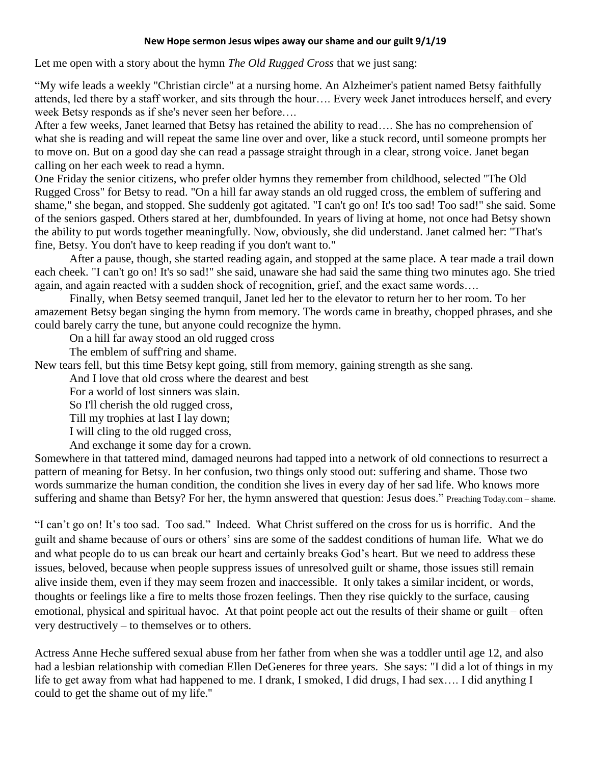**New Hope sermon Jesus wipes away our shame and our guilt 9/1/19**

Let me open with a story about the hymn *The Old Rugged Cross* that we just sang:

"My wife leads a weekly "Christian circle" at a nursing home. An Alzheimer's patient named Betsy faithfully attends, led there by a staff worker, and sits through the hour…. Every week Janet introduces herself, and every week Betsy responds as if she's never seen her before….

After a few weeks, Janet learned that Betsy has retained the ability to read…. She has no comprehension of what she is reading and will repeat the same line over and over, like a stuck record, until someone prompts her to move on. But on a good day she can read a passage straight through in a clear, strong voice. Janet began calling on her each week to read a hymn.

One Friday the senior citizens, who prefer older hymns they remember from childhood, selected "The Old Rugged Cross" for Betsy to read. "On a hill far away stands an old rugged cross, the emblem of suffering and shame," she began, and stopped. She suddenly got agitated. "I can't go on! It's too sad! Too sad!" she said. Some of the seniors gasped. Others stared at her, dumbfounded. In years of living at home, not once had Betsy shown the ability to put words together meaningfully. Now, obviously, she did understand. Janet calmed her: "That's fine, Betsy. You don't have to keep reading if you don't want to."

After a pause, though, she started reading again, and stopped at the same place. A tear made a trail down each cheek. "I can't go on! It's so sad!" she said, unaware she had said the same thing two minutes ago. She tried again, and again reacted with a sudden shock of recognition, grief, and the exact same words….

Finally, when Betsy seemed tranquil, Janet led her to the elevator to return her to her room. To her amazement Betsy began singing the hymn from memory. The words came in breathy, chopped phrases, and she could barely carry the tune, but anyone could recognize the hymn.

On a hill far away stood an old rugged cross
The emblem of suff'ring and shame.

New tears fell, but this time Betsy kept going, still from memory, gaining strength as she sang.

And I love that old cross where the dearest and best
For a world of lost sinners was slain.
So I'll cherish the old rugged cross,
Till my trophies at last I lay down;
I will cling to the old rugged cross,
And exchange it some day for a crown.

Somewhere in that tattered mind, damaged neurons had tapped into a network of old connections to resurrect a pattern of meaning for Betsy. In her confusion, two things only stood out: suffering and shame. Those two words summarize the human condition, the condition she lives in every day of her sad life. Who knows more suffering and shame than Betsy? For her, the hymn answered that question: Jesus does." Preaching Today.com – shame.

"I can't go on! It's too sad. Too sad." Indeed. What Christ suffered on the cross for us is horrific. And the guilt and shame because of ours or others' sins are some of the saddest conditions of human life. What we do and what people do to us can break our heart and certainly breaks God's heart. But we need to address these issues, beloved, because when people suppress issues of unresolved guilt or shame, those issues still remain alive inside them, even if they may seem frozen and inaccessible. It only takes a similar incident, or words, thoughts or feelings like a fire to melts those frozen feelings. Then they rise quickly to the surface, causing emotional, physical and spiritual havoc. At that point people act out the results of their shame or guilt – often very destructively – to themselves or to others.

Actress Anne Heche suffered sexual abuse from her father from when she was a toddler until age 12, and also had a lesbian relationship with comedian Ellen DeGeneres for three years. She says: "I did a lot of things in my life to get away from what had happened to me. I drank, I smoked, I did drugs, I had sex…. I did anything I could to get the shame out of my life."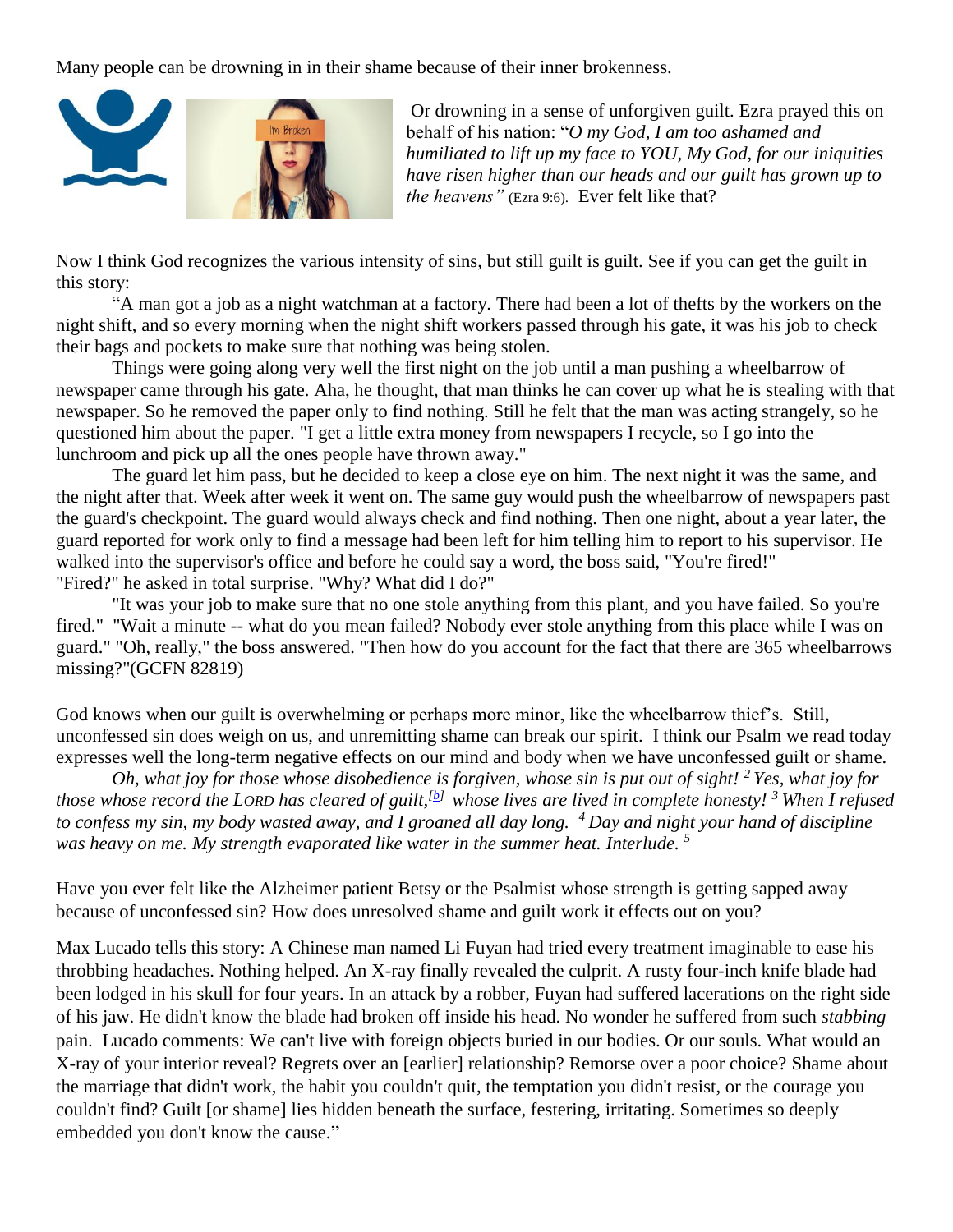Many people can be drowning in in their shame because of their inner brokenness.

Or drowning in a sense of unforgiven guilt. Ezra prayed this on behalf of his nation: "*O my God, I am too ashamed and humiliated to lift up my face to YOU, My God, for our iniquities have risen higher than our heads and our guilt has grown up to the heavens"* (Ezra 9:6). Ever felt like that?

Now I think God recognizes the various intensity of sins, but still guilt is guilt. See if you can get the guilt in this story:

"A man got a job as a night watchman at a factory. There had been a lot of thefts by the workers on the night shift, and so every morning when the night shift workers passed through his gate, it was his job to check their bags and pockets to make sure that nothing was being stolen.

Things were going along very well the first night on the job until a man pushing a wheelbarrow of newspaper came through his gate. Aha, he thought, that man thinks he can cover up what he is stealing with that newspaper. So he removed the paper only to find nothing. Still he felt that the man was acting strangely, so he questioned him about the paper. "I get a little extra money from newspapers I recycle, so I go into the lunchroom and pick up all the ones people have thrown away."

The guard let him pass, but he decided to keep a close eye on him. The next night it was the same, and the night after that. Week after week it went on. The same guy would push the wheelbarrow of newspapers past the guard's checkpoint. The guard would always check and find nothing. Then one night, about a year later, the guard reported for work only to find a message had been left for him telling him to report to his supervisor. He walked into the supervisor's office and before he could say a word, the boss said, "You're fired!" "Fired?" he asked in total surprise. "Why? What did I do?"

"It was your job to make sure that no one stole anything from this plant, and you have failed. So you're fired." "Wait a minute -- what do you mean failed? Nobody ever stole anything from this place while I was on guard." "Oh, really," the boss answered. "Then how do you account for the fact that there are 365 wheelbarrows missing?"(GCFN 82819)

God knows when our guilt is overwhelming or perhaps more minor, like the wheelbarrow thief's. Still, unconfessed sin does weigh on us, and unremitting shame can break our spirit. I think our Psalm we read today expresses well the long-term negative effects on our mind and body when we have unconfessed guilt or shame.

*Oh, what joy for those whose disobedience is forgiven, whose sin is put out of sight! [2] Yes, what joy for those whose record the LORD has cleared of guilt,[b] whose lives are lived in complete honesty! [3] When I refused to confess my sin, my body wasted away, and I groaned all day long. [4] Day and night your hand of discipline was heavy on me. My strength evaporated like water in the summer heat. Interlude. [5]*

Have you ever felt like the Alzheimer patient Betsy or the Psalmist whose strength is getting sapped away because of unconfessed sin? How does unresolved shame and guilt work it effects out on you?

Max Lucado tells this story: A Chinese man named Li Fuyan had tried every treatment imaginable to ease his throbbing headaches. Nothing helped. An X-ray finally revealed the culprit. A rusty four-inch knife blade had been lodged in his skull for four years. In an attack by a robber, Fuyan had suffered lacerations on the right side of his jaw. He didn't know the blade had broken off inside his head. No wonder he suffered from such *stabbing* pain. Lucado comments: We can't live with foreign objects buried in our bodies. Or our souls. What would an X-ray of your interior reveal? Regrets over an [earlier] relationship? Remorse over a poor choice? Shame about the marriage that didn't work, the habit you couldn't quit, the temptation you didn't resist, or the courage you couldn't find? Guilt [or shame] lies hidden beneath the surface, festering, irritating. Sometimes so deeply embedded you don't know the cause."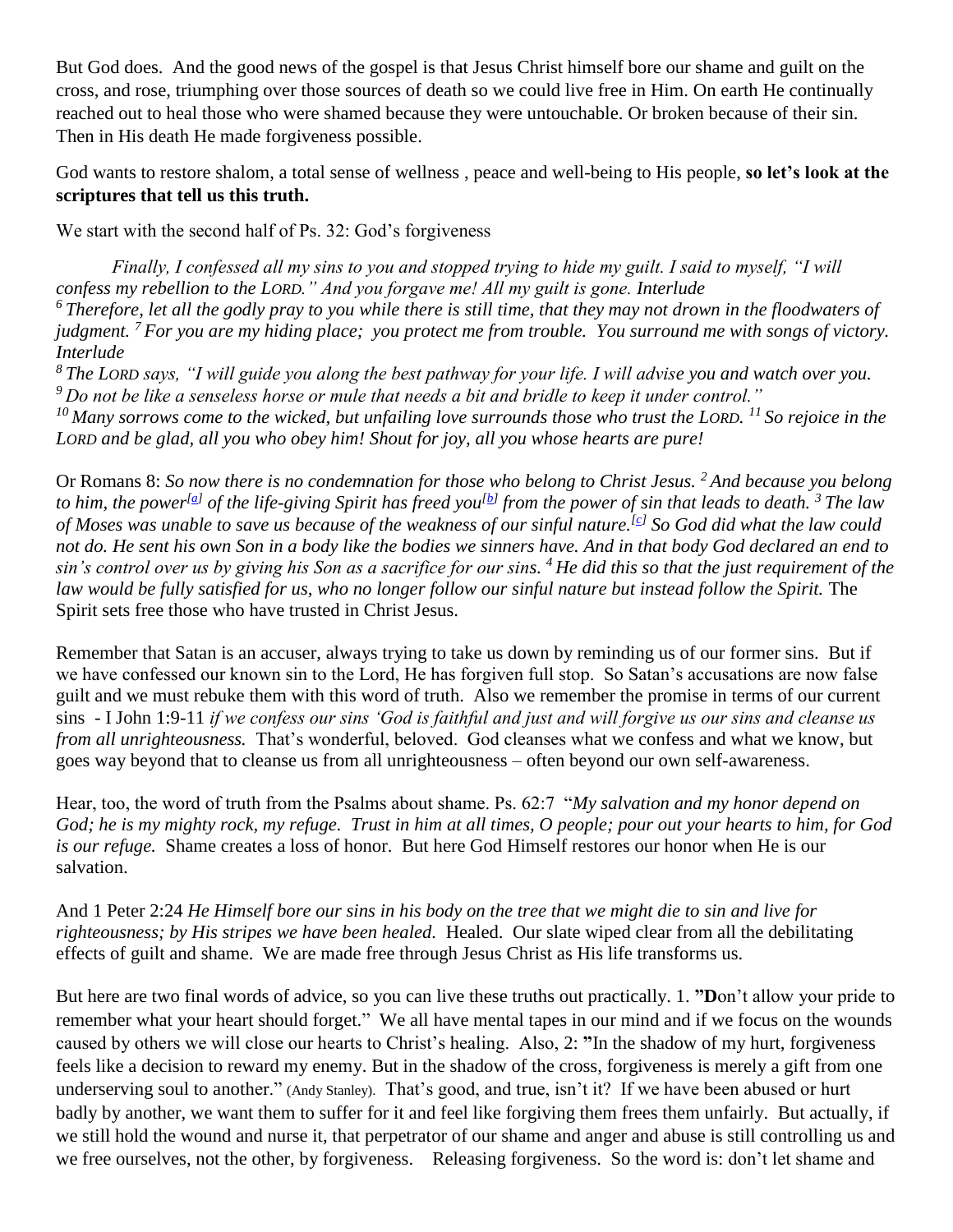But God does. And the good news of the gospel is that Jesus Christ himself bore our shame and guilt on the cross, and rose, triumphing over those sources of death so we could live free in Him. On earth He continually reached out to heal those who were shamed because they were untouchable. Or broken because of their sin. Then in His death He made forgiveness possible.

God wants to restore shalom, a total sense of wellness , peace and well-being to His people, **so let's look at the scriptures that tell us this truth.**

We start with the second half of Ps. 32: God's forgiveness

*Finally, I confessed all my sins to you and stopped trying to hide my guilt. I said to myself, "I will confess my rebellion to the LORD." And you forgave me! All my guilt is gone. Interlude*
*[6] Therefore, let all the godly pray to you while there is still time, that they may not drown in the floodwaters of judgment. [7] For you are my hiding place; you protect me from trouble. You surround me with songs of victory. Interlude*
*[8] The LORD says, "I will guide you along the best pathway for your life. I will advise you and watch over you. [9] Do not be like a senseless horse or mule that needs a bit and bridle to keep it under control."*
*[10] Many sorrows come to the wicked, but unfailing love surrounds those who trust the LORD. [11] So rejoice in the LORD and be glad, all you who obey him! Shout for joy, all you whose hearts are pure!*

Or Romans 8: *So now there is no condemnation for those who belong to Christ Jesus. [2] And because you belong to him, the power[a] of the life-giving Spirit has freed you[b] from the power of sin that leads to death. [3] The law of Moses was unable to save us because of the weakness of our sinful nature.[c] So God did what the law could not do. He sent his own Son in a body like the bodies we sinners have. And in that body God declared an end to sin's control over us by giving his Son as a sacrifice for our sins. [4] He did this so that the just requirement of the law would be fully satisfied for us, who no longer follow our sinful nature but instead follow the Spirit.* The Spirit sets free those who have trusted in Christ Jesus.

Remember that Satan is an accuser, always trying to take us down by reminding us of our former sins. But if we have confessed our known sin to the Lord, He has forgiven full stop. So Satan's accusations are now false guilt and we must rebuke them with this word of truth. Also we remember the promise in terms of our current sins - I John 1:9-11 *if we confess our sins 'God is faithful and just and will forgive us our sins and cleanse us from all unrighteousness.* That's wonderful, beloved. God cleanses what we confess and what we know, but goes way beyond that to cleanse us from all unrighteousness – often beyond our own self-awareness.

Hear, too, the word of truth from the Psalms about shame. Ps. 62:7 "*My salvation and my honor depend on God; he is my mighty rock, my refuge. Trust in him at all times, O people; pour out your hearts to him, for God is our refuge.* Shame creates a loss of honor. But here God Himself restores our honor when He is our salvation.

And 1 Peter 2:24 *He Himself bore our sins in his body on the tree that we might die to sin and live for righteousness; by His stripes we have been healed.* Healed. Our slate wiped clear from all the debilitating effects of guilt and shame. We are made free through Jesus Christ as His life transforms us.

But here are two final words of advice, so you can live these truths out practically. 1. **"D**on't allow your pride to remember what your heart should forget." We all have mental tapes in our mind and if we focus on the wounds caused by others we will close our hearts to Christ's healing. Also, 2: **"**In the shadow of my hurt, forgiveness feels like a decision to reward my enemy. But in the shadow of the cross, forgiveness is merely a gift from one underserving soul to another." (Andy Stanley). That's good, and true, isn't it? If we have been abused or hurt badly by another, we want them to suffer for it and feel like forgiving them frees them unfairly. But actually, if we still hold the wound and nurse it, that perpetrator of our shame and anger and abuse is still controlling us and we free ourselves, not the other, by forgiveness. Releasing forgiveness. So the word is: don't let shame and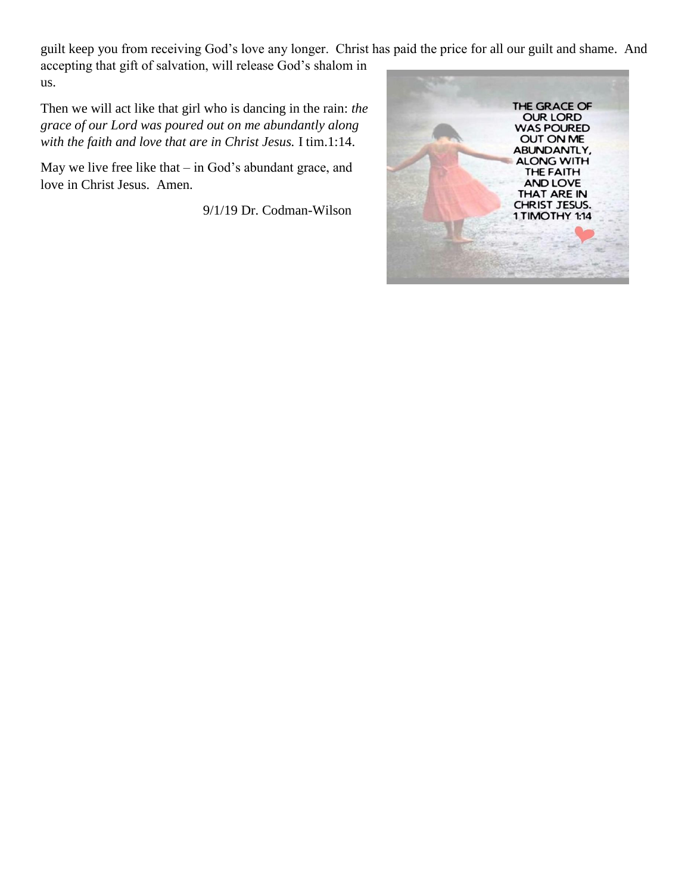guilt keep you from receiving God's love any longer. Christ has paid the price for all our guilt and shame. And accepting that gift of salvation, will release God's shalom in us.

Then we will act like that girl who is dancing in the rain: *the grace of our Lord was poured out on me abundantly along with the faith and love that are in Christ Jesus.* I tim.1:14.

May we live free like that – in God's abundant grace, and love in Christ Jesus. Amen.

9/1/19 Dr. Codman-Wilson